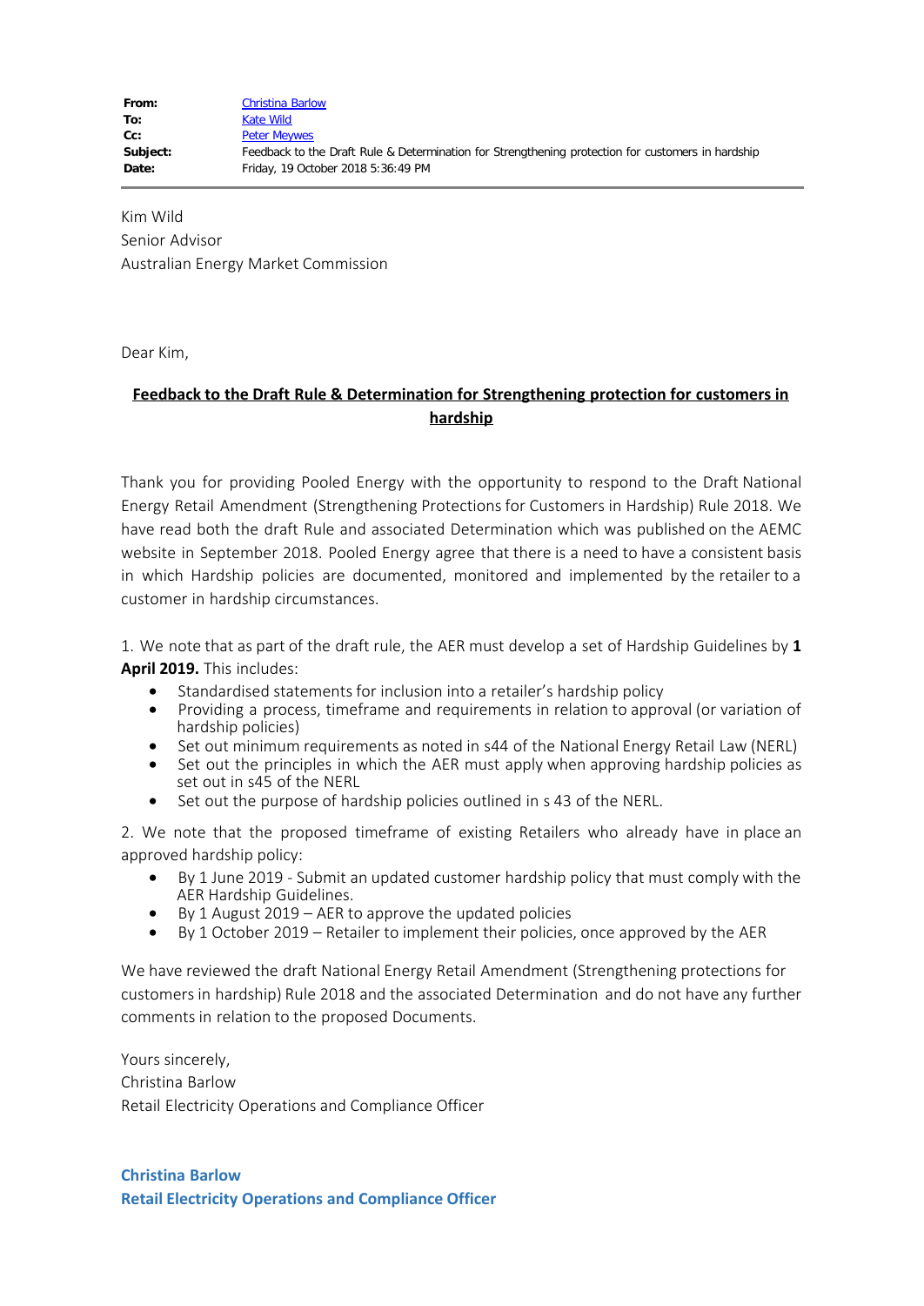| | |
|---|---|
| **From:** | Christina Barlow |
| **To:** | Kate Wild |
| **Cc:** | Peter Meywes |
| **Subject:** | Feedback to the Draft Rule & Determination for Strengthening protection for customers in hardship |
| **Date:** | Friday, 19 October 2018 5:36:49 PM |

Kim Wild
Senior Advisor
Australian Energy Market Commission

Dear Kim,

**Feedback to the Draft Rule & Determination for Strengthening protection for customers in hardship**

Thank you for providing Pooled Energy with the opportunity to respond to the Draft National Energy Retail Amendment (Strengthening Protections for Customers in Hardship) Rule 2018. We have read both the draft Rule and associated Determination which was published on the AEMC website in September 2018. Pooled Energy agree that there is a need to have a consistent basis in which Hardship policies are documented, monitored and implemented by the retailer to a customer in hardship circumstances.

1. We note that as part of the draft rule, the AER must develop a set of Hardship Guidelines by **1 April 2019.** This includes:

- Standardised statements for inclusion into a retailer's hardship policy
- Providing a process, timeframe and requirements in relation to approval (or variation of hardship policies)
- Set out minimum requirements as noted in s44 of the National Energy Retail Law (NERL)
- Set out the principles in which the AER must apply when approving hardship policies as set out in s45 of the NERL
- Set out the purpose of hardship policies outlined in s 43 of the NERL.

2. We note that the proposed timeframe of existing Retailers who already have in place an approved hardship policy:

- By 1 June 2019 - Submit an updated customer hardship policy that must comply with the AER Hardship Guidelines.
- By 1 August 2019 – AER to approve the updated policies
- By 1 October 2019 – Retailer to implement their policies, once approved by the AER

We have reviewed the draft National Energy Retail Amendment (Strengthening protections for customers in hardship) Rule 2018 and the associated Determination and do not have any further comments in relation to the proposed Documents.

Yours sincerely,
Christina Barlow
Retail Electricity Operations and Compliance Officer

**Christina Barlow**
**Retail Electricity Operations and Compliance Officer**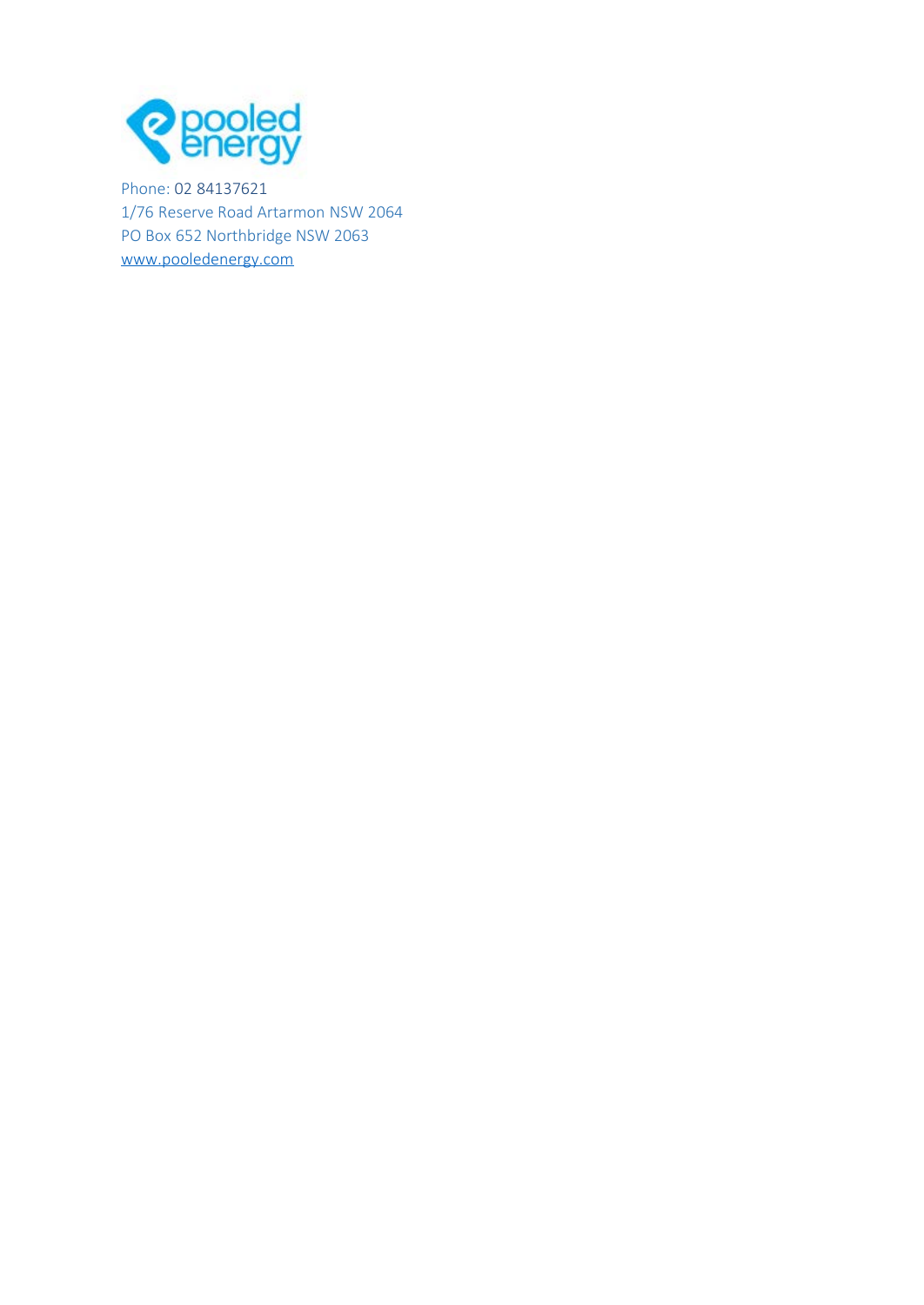Phone: 02 84137621
1/76 Reserve Road Artarmon NSW 2064
PO Box 652 Northbridge NSW 2063
[www.pooledenergy.com](http://www.pooledenergy.com)